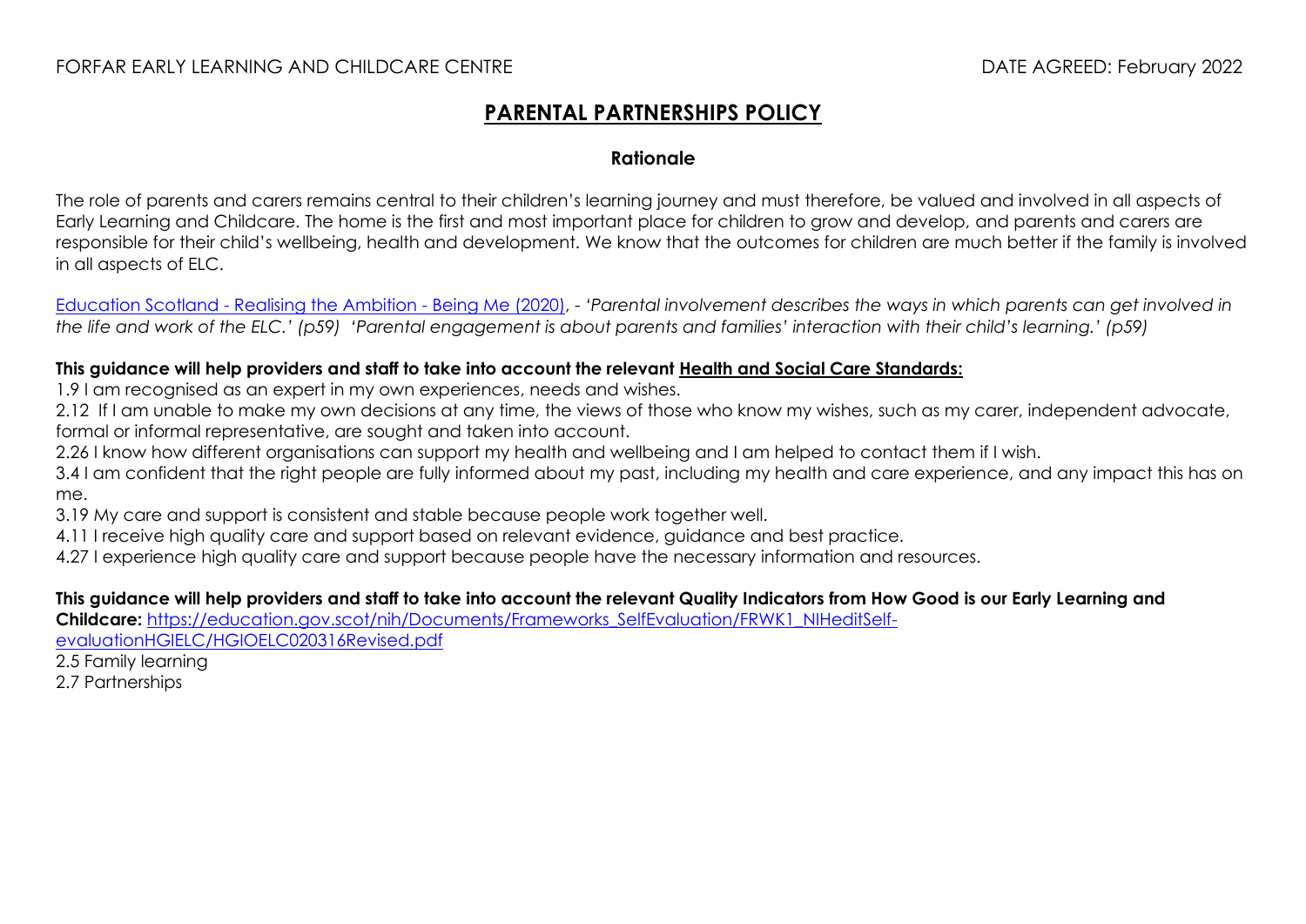FORFAR EARLY LEARNING AND CHILDCARE CENTRE DATE AGREED: February 2022

# PARENTAL PARTNERSHIPS POLICY

## Rationale

The role of parents and carers remains central to their children's learning journey and must therefore, be valued and involved in all aspects of Early Learning and Childcare. The home is the first and most important place for children to grow and develop, and parents and carers are responsible for their child's wellbeing, health and development. We know that the outcomes for children are much better if the family is involved in all aspects of ELC.

Education Scotland - Realising the Ambition - Being Me (2020), - *'Parental involvement describes the ways in which parents can get involved in the life and work of the ELC.' (p59) 'Parental engagement is about parents and families' interaction with their child's learning.' (p59)*

**This guidance will help providers and staff to take into account the relevant Health and Social Care Standards:**

1.9 I am recognised as an expert in my own experiences, needs and wishes.

2.12 If I am unable to make my own decisions at any time, the views of those who know my wishes, such as my carer, independent advocate, formal or informal representative, are sought and taken into account.

2.26 I know how different organisations can support my health and wellbeing and I am helped to contact them if I wish.

3.4 I am confident that the right people are fully informed about my past, including my health and care experience, and any impact this has on me.

3.19 My care and support is consistent and stable because people work together well.

4.11 I receive high quality care and support based on relevant evidence, guidance and best practice.

4.27 I experience high quality care and support because people have the necessary information and resources.

**This guidance will help providers and staff to take into account the relevant Quality Indicators from How Good is our Early Learning and Childcare:** https://education.gov.scot/nih/Documents/Frameworks_SelfEvaluation/FRWK1_NIHeditSelf-evaluationHGIELC/HGIOELC020316Revised.pdf

2.5 Family learning
2.7 Partnerships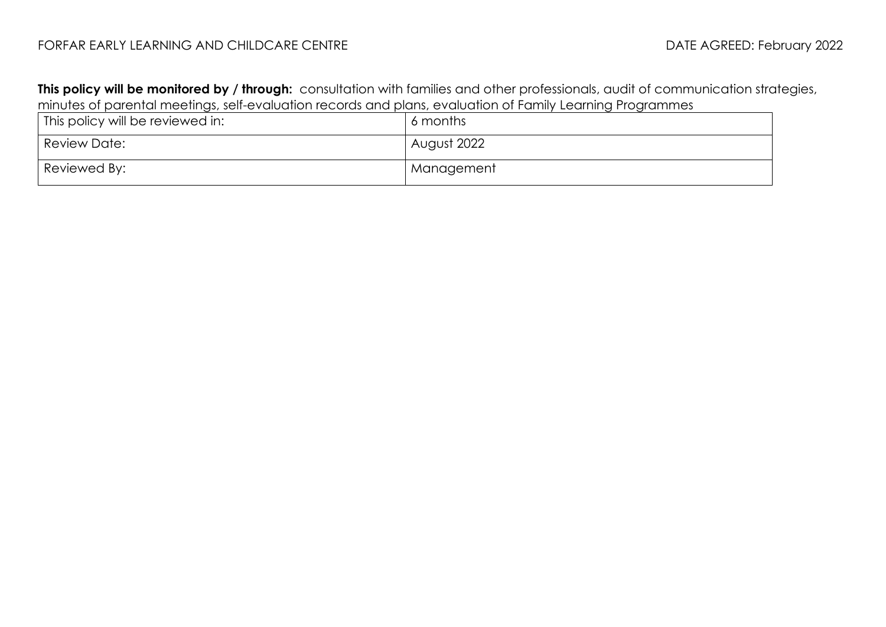**This policy will be monitored by / through:** consultation with families and other professionals, audit of communication strategies, minutes of parental meetings, self-evaluation records and plans, evaluation of Family Learning Programmes

| This policy will be reviewed in: | 6 months |
|---|---|
| Review Date: | August 2022 |
| Reviewed By: | Management |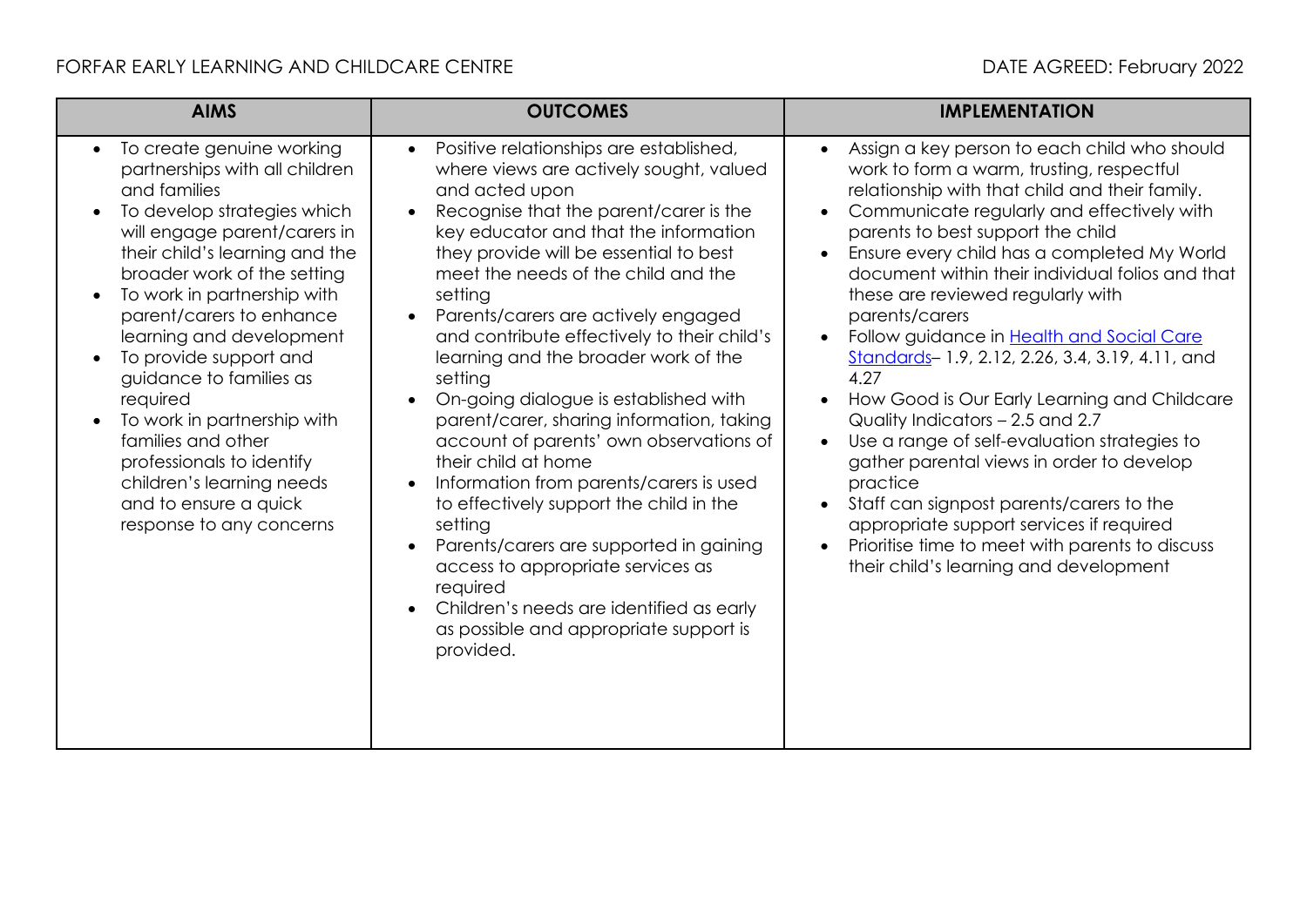| AIMS | OUTCOMES | IMPLEMENTATION |
| --- | --- | --- |
| • To create genuine working partnerships with all children and families<br>• To develop strategies which will engage parent/carers in their child's learning and the broader work of the setting<br>• To work in partnership with parent/carers to enhance learning and development<br>• To provide support and guidance to families as required<br>• To work in partnership with families and other professionals to identify children's learning needs and to ensure a quick response to any concerns | • Positive relationships are established, where views are actively sought, valued and acted upon<br>• Recognise that the parent/carer is the key educator and that the information they provide will be essential to best meet the needs of the child and the setting<br>• Parents/carers are actively engaged and contribute effectively to their child's learning and the broader work of the setting<br>• On-going dialogue is established with parent/carer, sharing information, taking account of parents' own observations of their child at home<br>• Information from parents/carers is used to effectively support the child in the setting<br>• Parents/carers are supported in gaining access to appropriate services as required<br>• Children's needs are identified as early as possible and appropriate support is provided. | • Assign a key person to each child who should work to form a warm, trusting, respectful relationship with that child and their family.<br>• Communicate regularly and effectively with parents to best support the child<br>• Ensure every child has a completed My World document within their individual folios and that these are reviewed regularly with parents/carers<br>• Follow guidance in Health and Social Care Standards– 1.9, 2.12, 2.26, 3.4, 3.19, 4.11, and 4.27<br>• How Good is Our Early Learning and Childcare Quality Indicators – 2.5 and 2.7<br>• Use a range of self-evaluation strategies to gather parental views in order to develop practice<br>• Staff can signpost parents/carers to the appropriate support services if required<br>• Prioritise time to meet with parents to discuss their child's learning and development |